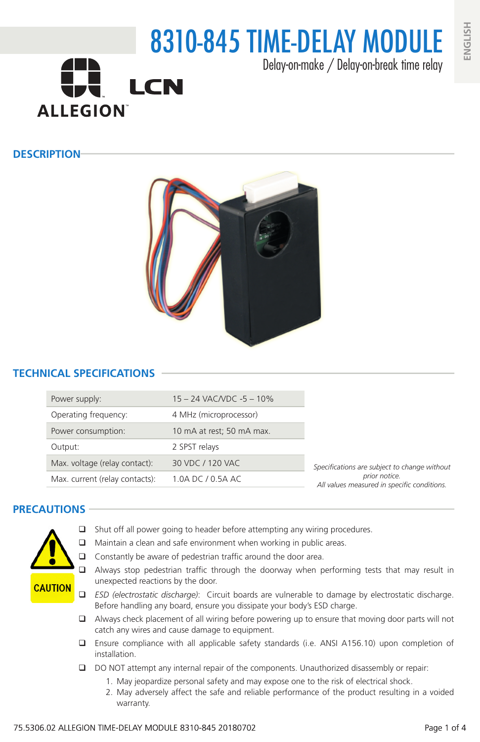# 8310-845 TIME-DELAY MODULE

Delay-on-make / Delay-on-break time relay

ENGLISH

ALLEGION LCN

## DESCRIPTION

## TECHNICAL SPECIFICATIONS

| Power supply: | 15 – 24 VAC/VDC -5 – 10% |
|---|---|
| Operating frequency: | 4 MHz (microprocessor) |
| Power consumption: | 10 mA at rest; 50 mA max. |
| Output: | 2 SPST relays |
| Max. voltage (relay contact): | 30 VDC / 120 VAC |
| Max. current (relay contacts): | 1.0A DC / 0.5A AC |

*Specifications are subject to change without prior notice.*
*All values measured in specific conditions.*

## PRECAUTIONS

CAUTION

- Shut off all power going to header before attempting any wiring procedures.
- Maintain a clean and safe environment when working in public areas.
- Constantly be aware of pedestrian traffic around the door area.
- Always stop pedestrian traffic through the doorway when performing tests that may result in unexpected reactions by the door.
- *ESD (electrostatic discharge)*: Circuit boards are vulnerable to damage by electrostatic discharge. Before handling any board, ensure you dissipate your body's ESD charge.
- Always check placement of all wiring before powering up to ensure that moving door parts will not catch any wires and cause damage to equipment.
- Ensure compliance with all applicable safety standards (i.e. ANSI A156.10) upon completion of installation.
- DO NOT attempt any internal repair of the components. Unauthorized disassembly or repair:
  1. May jeopardize personal safety and may expose one to the risk of electrical shock.
  2. May adversely affect the safe and reliable performance of the product resulting in a voided warranty.

75.5306.02 ALLEGION TIME-DELAY MODULE 8310-845 20180702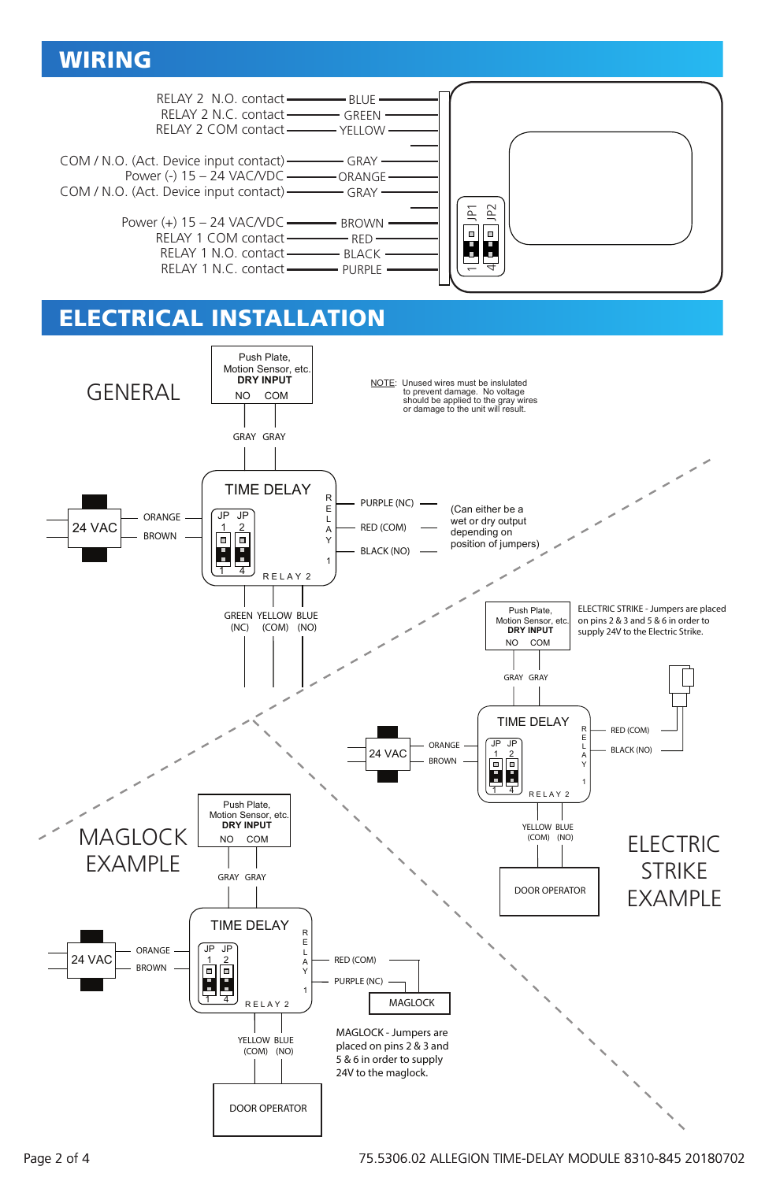# WIRING

| Function | Wire Color |
|---|---|
| RELAY 2 N.O. contact | BLUE |
| RELAY 2 N.C. contact | GREEN |
| RELAY 2 COM contact | YELLOW |
| COM / N.O. (Act. Device input contact) | GRAY |
| Power (-) 15 – 24 VAC/VDC | ORANGE |
| COM / N.O. (Act. Device input contact) | GRAY |
| Power (+) 15 – 24 VAC/VDC | BROWN |
| RELAY 1 COM contact | RED |
| RELAY 1 N.O. contact | BLACK |
| RELAY 1 N.C. contact | PURPLE |

JP1 JP2

1 4

# ELECTRICAL INSTALLATION

## GENERAL

Push Plate, Motion Sensor, etc.
**DRY INPUT**
NO COM

GRAY GRAY

NOTE: Unused wires must be insulated to prevent damage. No voltage should be applied to the gray wires or damage to the unit will result.

24 VAC — ORANGE, BROWN

TIME DELAY
JP 1, JP 2
RELAY 1: PURPLE (NC), RED (COM), BLACK (NO)
RELAY 2

(Can either be a wet or dry output depending on position of jumpers)

GREEN (NC) YELLOW (COM) BLUE (NO)

## ELECTRIC STRIKE EXAMPLE

Push Plate, Motion Sensor, etc.
**DRY INPUT**
NO COM

GRAY GRAY

ELECTRIC STRIKE - Jumpers are placed on pins 2 & 3 and 5 & 6 in order to supply 24V to the Electric Strike.

24 VAC — ORANGE, BROWN

TIME DELAY
RELAY 1: RED (COM), BLACK (NO)
RELAY 2: YELLOW (COM), BLUE (NO)

DOOR OPERATOR

## MAGLOCK EXAMPLE

Push Plate, Motion Sensor, etc.
**DRY INPUT**
NO COM

GRAY GRAY

24 VAC — ORANGE, BROWN

TIME DELAY
RELAY 1: RED (COM), PURPLE (NC)
RELAY 2: YELLOW (COM), BLUE (NO)

MAGLOCK

MAGLOCK - Jumpers are placed on pins 2 & 3 and 5 & 6 in order to supply 24V to the maglock.

DOOR OPERATOR

75.5306.02 ALLEGION TIME-DELAY MODULE 8310-845 20180702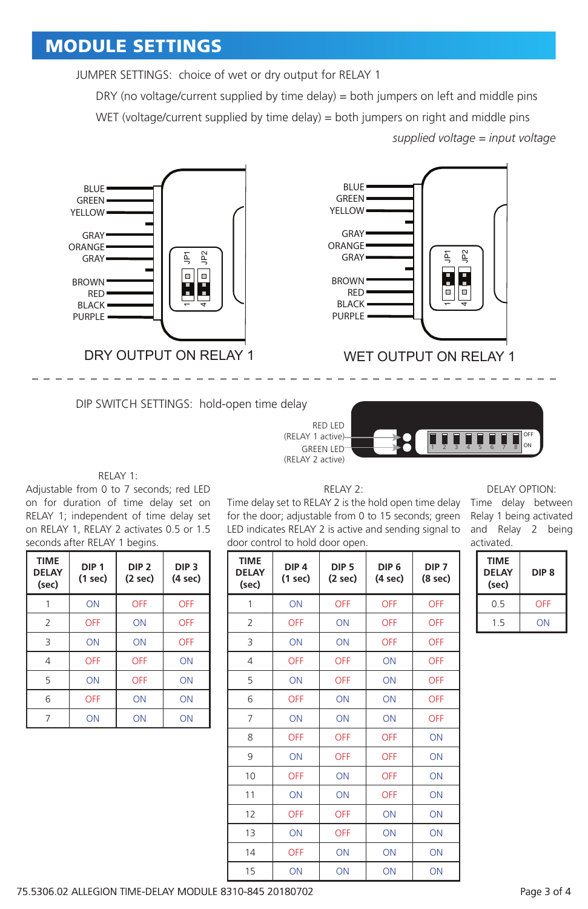# MODULE SETTINGS

JUMPER SETTINGS: choice of wet or dry output for RELAY 1

DRY (no voltage/current supplied by time delay) = both jumpers on left and middle pins

WET (voltage/current supplied by time delay) = both jumpers on right and middle pins

*supplied voltage = input voltage*

BLUE
GREEN
YELLOW
GRAY
ORANGE
GRAY
BROWN
RED
BLACK
PURPLE

JP1 JP2

DRY OUTPUT ON RELAY 1

BLUE
GREEN
YELLOW
GRAY
ORANGE
GRAY
BROWN
RED
BLACK
PURPLE

JP1 JP2

WET OUTPUT ON RELAY 1

DIP SWITCH SETTINGS: hold-open time delay

RED LED (RELAY 1 active)

GREEN LED (RELAY 2 active)

OFF
ON

RELAY 1:

Adjustable from 0 to 7 seconds; red LED on for duration of time delay set on RELAY 1; independent of time delay set on RELAY 1, RELAY 2 activates 0.5 or 1.5 seconds after RELAY 1 begins.

| TIME DELAY (sec) | DIP 1 (1 sec) | DIP 2 (2 sec) | DIP 3 (4 sec) |
|---|---|---|---|
| 1 | ON | OFF | OFF |
| 2 | OFF | ON | OFF |
| 3 | ON | ON | OFF |
| 4 | OFF | OFF | ON |
| 5 | ON | OFF | ON |
| 6 | OFF | ON | ON |
| 7 | ON | ON | ON |

RELAY 2:

Time delay set to RELAY 2 is the hold open time delay for the door; adjustable from 0 to 15 seconds; green LED indicates RELAY 2 is active and sending signal to door control to hold door open.

| TIME DELAY (sec) | DIP 4 (1 sec) | DIP 5 (2 sec) | DIP 6 (4 sec) | DIP 7 (8 sec) |
|---|---|---|---|---|
| 1 | ON | OFF | OFF | OFF |
| 2 | OFF | ON | OFF | OFF |
| 3 | ON | ON | OFF | OFF |
| 4 | OFF | OFF | ON | OFF |
| 5 | ON | OFF | ON | OFF |
| 6 | OFF | ON | ON | OFF |
| 7 | ON | ON | ON | OFF |
| 8 | OFF | OFF | OFF | ON |
| 9 | ON | OFF | OFF | ON |
| 10 | OFF | ON | OFF | ON |
| 11 | ON | ON | OFF | ON |
| 12 | OFF | OFF | ON | ON |
| 13 | ON | OFF | ON | ON |
| 14 | OFF | ON | ON | ON |
| 15 | ON | ON | ON | ON |

DELAY OPTION:

Time delay between Relay 1 being activated and Relay 2 being activated.

| TIME DELAY (sec) | DIP 8 |
|---|---|
| 0.5 | OFF |
| 1.5 | ON |

75.5306.02 ALLEGION TIME-DELAY MODULE 8310-845 20180702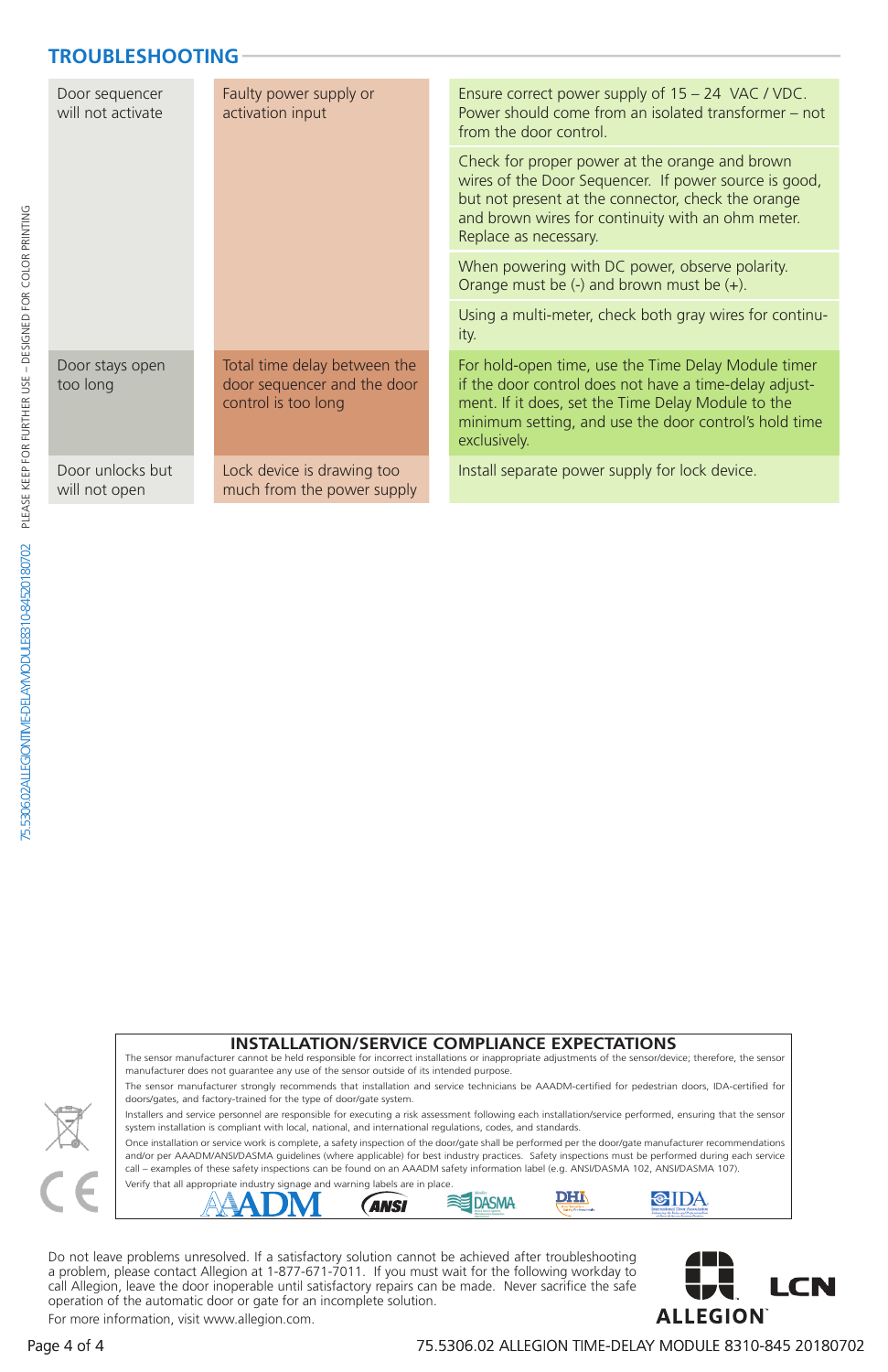## TROUBLESHOOTING

| | | |
|---|---|---|
| Door sequencer will not activate | Faulty power supply or activation input | Ensure correct power supply of 15 – 24 VAC / VDC. Power should come from an isolated transformer – not from the door control. |
| | | Check for proper power at the orange and brown wires of the Door Sequencer. If power source is good, but not present at the connector, check the orange and brown wires for continuity with an ohm meter. Replace as necessary. |
| | | When powering with DC power, observe polarity. Orange must be (-) and brown must be (+). |
| | | Using a multi-meter, check both gray wires for continuity. |
| Door stays open too long | Total time delay between the door sequencer and the door control is too long | For hold-open time, use the Time Delay Module timer if the door control does not have a time-delay adjustment. If it does, set the Time Delay Module to the minimum setting, and use the door control's hold time exclusively. |
| Door unlocks but will not open | Lock device is drawing too much from the power supply | Install separate power supply for lock device. |

### INSTALLATION/SERVICE COMPLIANCE EXPECTATIONS

The sensor manufacturer cannot be held responsible for incorrect installations or inappropriate adjustments of the sensor/device; therefore, the sensor manufacturer does not guarantee any use of the sensor outside of its intended purpose.

The sensor manufacturer strongly recommends that installation and service technicians be AAADM-certified for pedestrian doors, IDA-certified for doors/gates, and factory-trained for the type of door/gate system.

Installers and service personnel are responsible for executing a risk assessment following each installation/service performed, ensuring that the sensor system installation is compliant with local, national, and international regulations, codes, and standards.

Once installation or service work is complete, a safety inspection of the door/gate shall be performed per the door/gate manufacturer recommendations and/or per AAADM/ANSI/DASMA guidelines (where applicable) for best industry practices. Safety inspections must be performed during each service call – examples of these safety inspections can be found on an AAADM safety information label (e.g. ANSI/DASMA 102, ANSI/DASMA 107).

Verify that all appropriate industry signage and warning labels are in place.

AAADM ANSI DASMA DHI IDA

Do not leave problems unresolved. If a satisfactory solution cannot be achieved after troubleshooting a problem, please contact Allegion at 1-877-671-7011. If you must wait for the following workday to call Allegion, leave the door inoperable until satisfactory repairs can be made. Never sacrifice the safe operation of the automatic door or gate for an incomplete solution.

For more information, visit www.allegion.com.

ALLEGION LCN